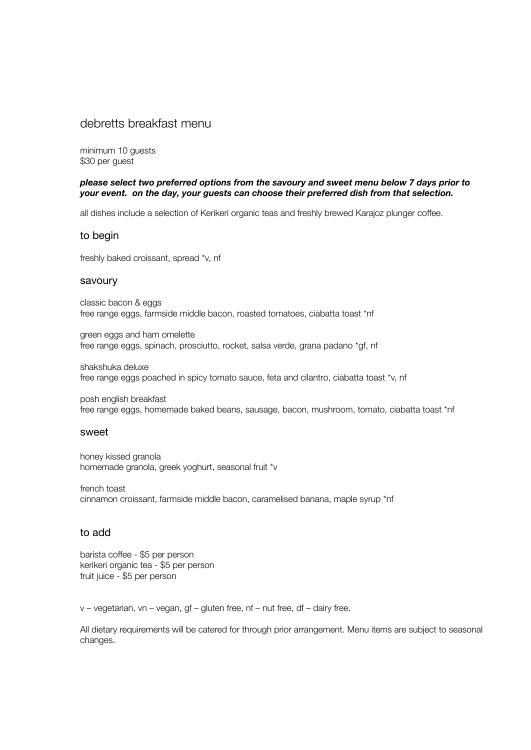# debretts breakfast menu

minimum 10 guests
$30 per guest

***please select two preferred options from the savoury and sweet menu below 7 days prior to your event. on the day, your guests can choose their preferred dish from that selection.***

all dishes include a selection of Kerikeri organic teas and freshly brewed Karajoz plunger coffee.

## to begin

freshly baked croissant, spread *v, nf

## savoury

classic bacon & eggs
free range eggs, farmside middle bacon, roasted tomatoes, ciabatta toast *nf

green eggs and ham omelette
free range eggs, spinach, prosciutto, rocket, salsa verde, grana padano *gf, nf

shakshuka deluxe
free range eggs poached in spicy tomato sauce, feta and cilantro, ciabatta toast *v, nf

posh english breakfast
free range eggs, homemade baked beans, sausage, bacon, mushroom, tomato, ciabatta toast *nf

## sweet

honey kissed granola
homemade granola, greek yoghurt, seasonal fruit *v

french toast
cinnamon croissant, farmside middle bacon, caramelised banana, maple syrup *nf

## to add

barista coffee - $5 per person
kerikeri organic tea - $5 per person
fruit juice - $5 per person

v – vegetarian, vn – vegan, gf – gluten free, nf – nut free, df – dairy free.

All dietary requirements will be catered for through prior arrangement. Menu items are subject to seasonal changes.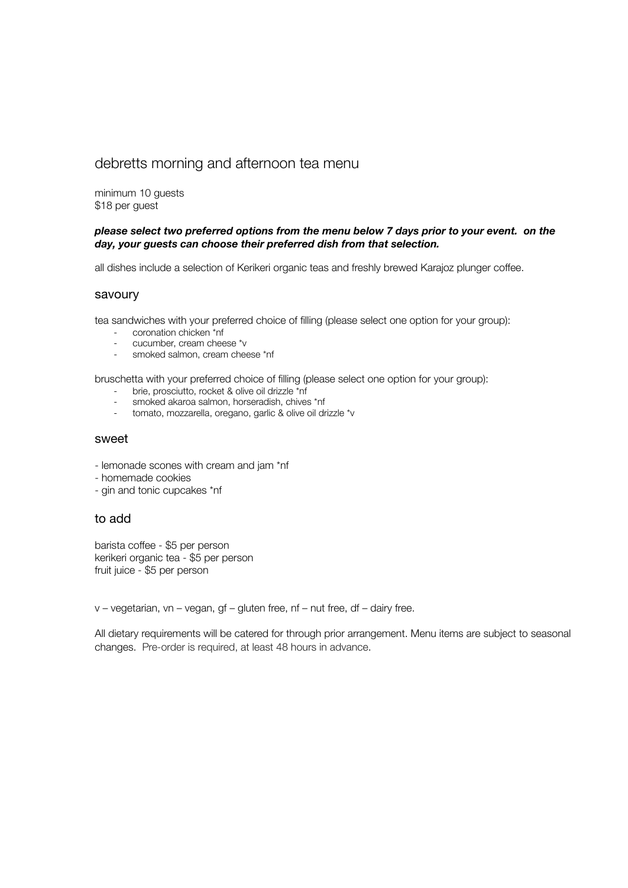# debretts morning and afternoon tea menu

minimum 10 guests
$18 per guest

***please select two preferred options from the menu below 7 days prior to your event. on the day, your guests can choose their preferred dish from that selection.***

all dishes include a selection of Kerikeri organic teas and freshly brewed Karajoz plunger coffee.

## savoury

tea sandwiches with your preferred choice of filling (please select one option for your group):

- coronation chicken *nf
- cucumber, cream cheese *v
- smoked salmon, cream cheese *nf

bruschetta with your preferred choice of filling (please select one option for your group):

- brie, prosciutto, rocket & olive oil drizzle *nf
- smoked akaroa salmon, horseradish, chives *nf
- tomato, mozzarella, oregano, garlic & olive oil drizzle *v

## sweet

- lemonade scones with cream and jam *nf
- homemade cookies
- gin and tonic cupcakes *nf

## to add

barista coffee - $5 per person
kerikeri organic tea - $5 per person
fruit juice - $5 per person

v – vegetarian, vn – vegan, gf – gluten free, nf – nut free, df – dairy free.

All dietary requirements will be catered for through prior arrangement. Menu items are subject to seasonal changes. Pre-order is required, at least 48 hours in advance.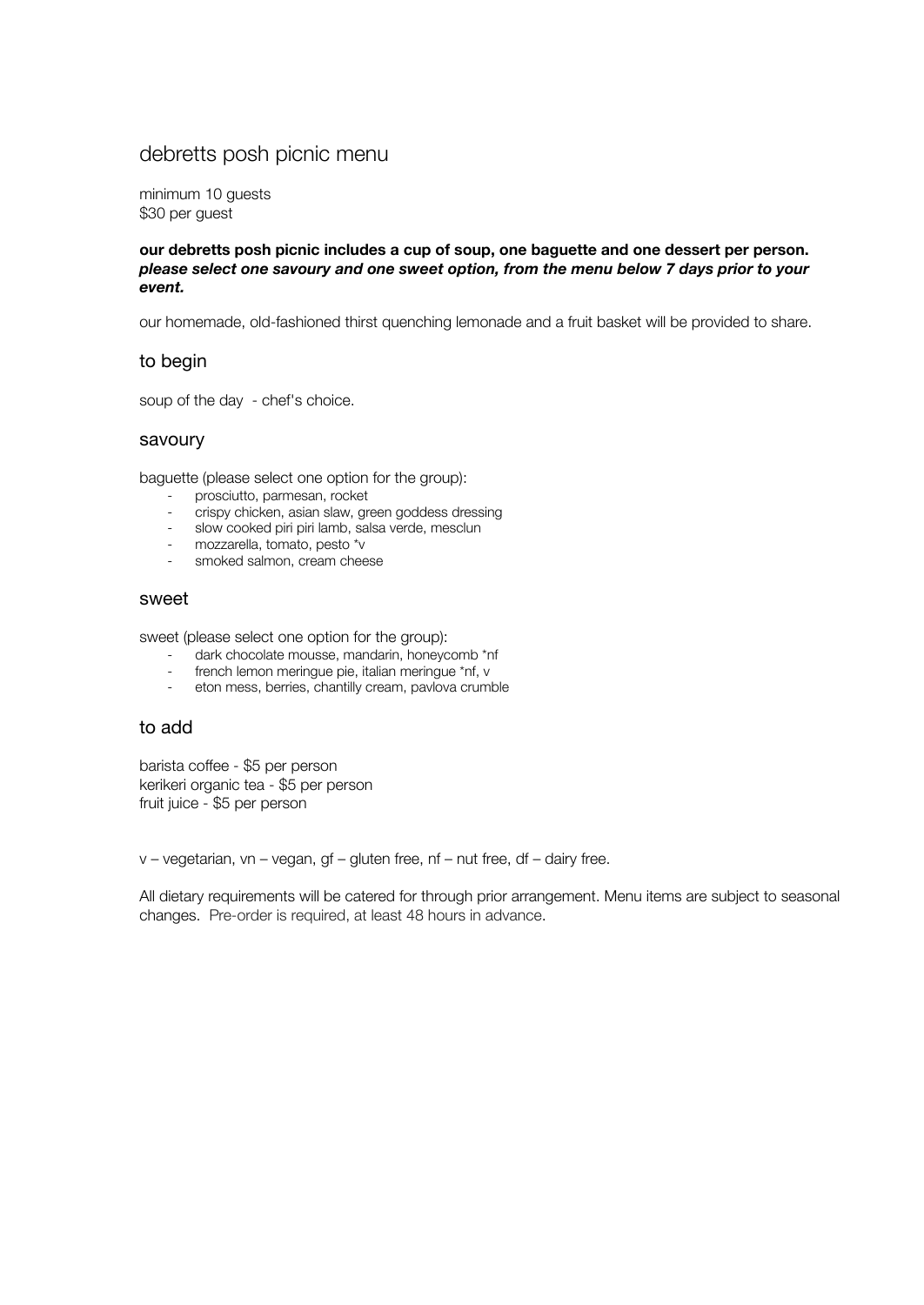# debretts posh picnic menu

minimum 10 guests
$30 per guest

**our debretts posh picnic includes a cup of soup, one baguette and one dessert per person.**
***please select one savoury and one sweet option, from the menu below 7 days prior to your event.***

our homemade, old-fashioned thirst quenching lemonade and a fruit basket will be provided to share.

## to begin

soup of the day - chef's choice.

## savoury

baguette (please select one option for the group):

- prosciutto, parmesan, rocket
- crispy chicken, asian slaw, green goddess dressing
- slow cooked piri piri lamb, salsa verde, mesclun
- mozzarella, tomato, pesto *v
- smoked salmon, cream cheese

## sweet

sweet (please select one option for the group):

- dark chocolate mousse, mandarin, honeycomb *nf
- french lemon meringue pie, italian meringue *nf, v
- eton mess, berries, chantilly cream, pavlova crumble

## to add

barista coffee - $5 per person
kerikeri organic tea - $5 per person
fruit juice - $5 per person

v – vegetarian, vn – vegan, gf – gluten free, nf – nut free, df – dairy free.

All dietary requirements will be catered for through prior arrangement. Menu items are subject to seasonal changes. Pre-order is required, at least 48 hours in advance.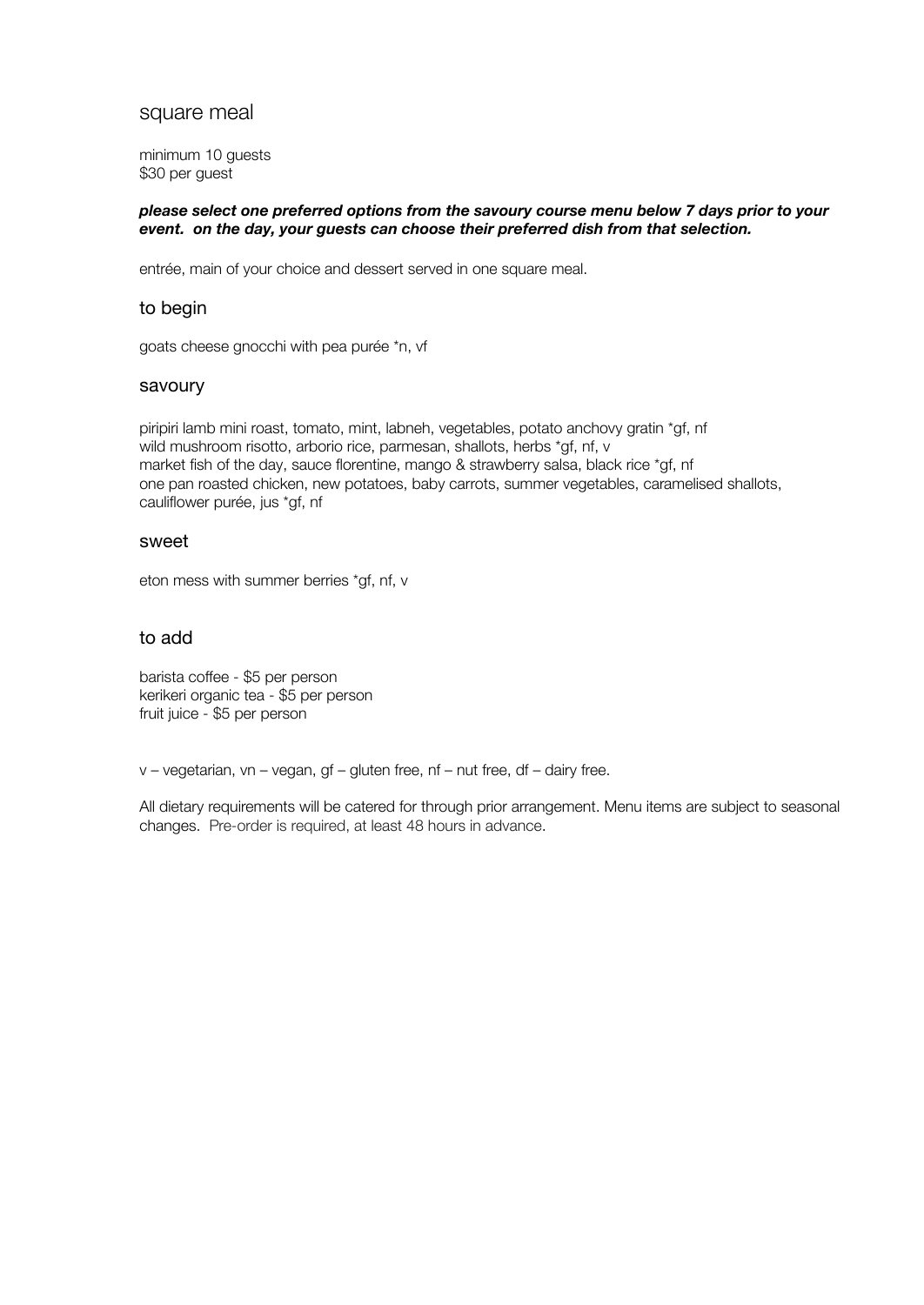# square meal

minimum 10 guests
$30 per guest

***please select one preferred options from the savoury course menu below 7 days prior to your event. on the day, your guests can choose their preferred dish from that selection.***

entrée, main of your choice and dessert served in one square meal.

## to begin

goats cheese gnocchi with pea purée *n, vf

## savoury

piripiri lamb mini roast, tomato, mint, labneh, vegetables, potato anchovy gratin *gf, nf
wild mushroom risotto, arborio rice, parmesan, shallots, herbs *gf, nf, v
market fish of the day, sauce florentine, mango & strawberry salsa, black rice *gf, nf
one pan roasted chicken, new potatoes, baby carrots, summer vegetables, caramelised shallots, cauliflower purée, jus *gf, nf

## sweet

eton mess with summer berries *gf, nf, v

## to add

barista coffee - $5 per person
kerikeri organic tea - $5 per person
fruit juice - $5 per person

v – vegetarian, vn – vegan, gf – gluten free, nf – nut free, df – dairy free.

All dietary requirements will be catered for through prior arrangement. Menu items are subject to seasonal changes. Pre-order is required, at least 48 hours in advance.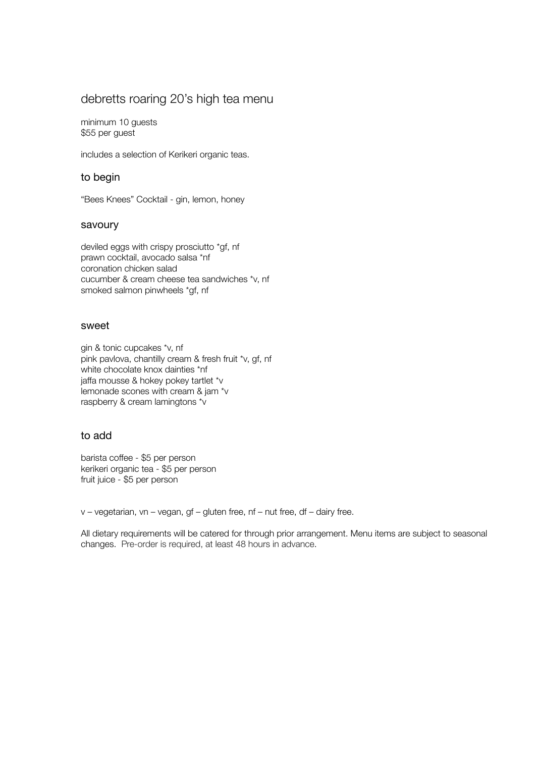# debretts roaring 20's high tea menu

minimum 10 guests
$55 per guest

includes a selection of Kerikeri organic teas.

## to begin

"Bees Knees" Cocktail - gin, lemon, honey

## savoury

deviled eggs with crispy prosciutto *gf, nf
prawn cocktail, avocado salsa *nf
coronation chicken salad
cucumber & cream cheese tea sandwiches *v, nf
smoked salmon pinwheels *gf, nf

## sweet

gin & tonic cupcakes *v, nf
pink pavlova, chantilly cream & fresh fruit *v, gf, nf
white chocolate knox dainties *nf
jaffa mousse & hokey pokey tartlet *v
lemonade scones with cream & jam *v
raspberry & cream lamingtons *v

## to add

barista coffee - $5 per person
kerikeri organic tea - $5 per person
fruit juice - $5 per person

v – vegetarian, vn – vegan, gf – gluten free, nf – nut free, df – dairy free.

All dietary requirements will be catered for through prior arrangement. Menu items are subject to seasonal changes. Pre-order is required, at least 48 hours in advance.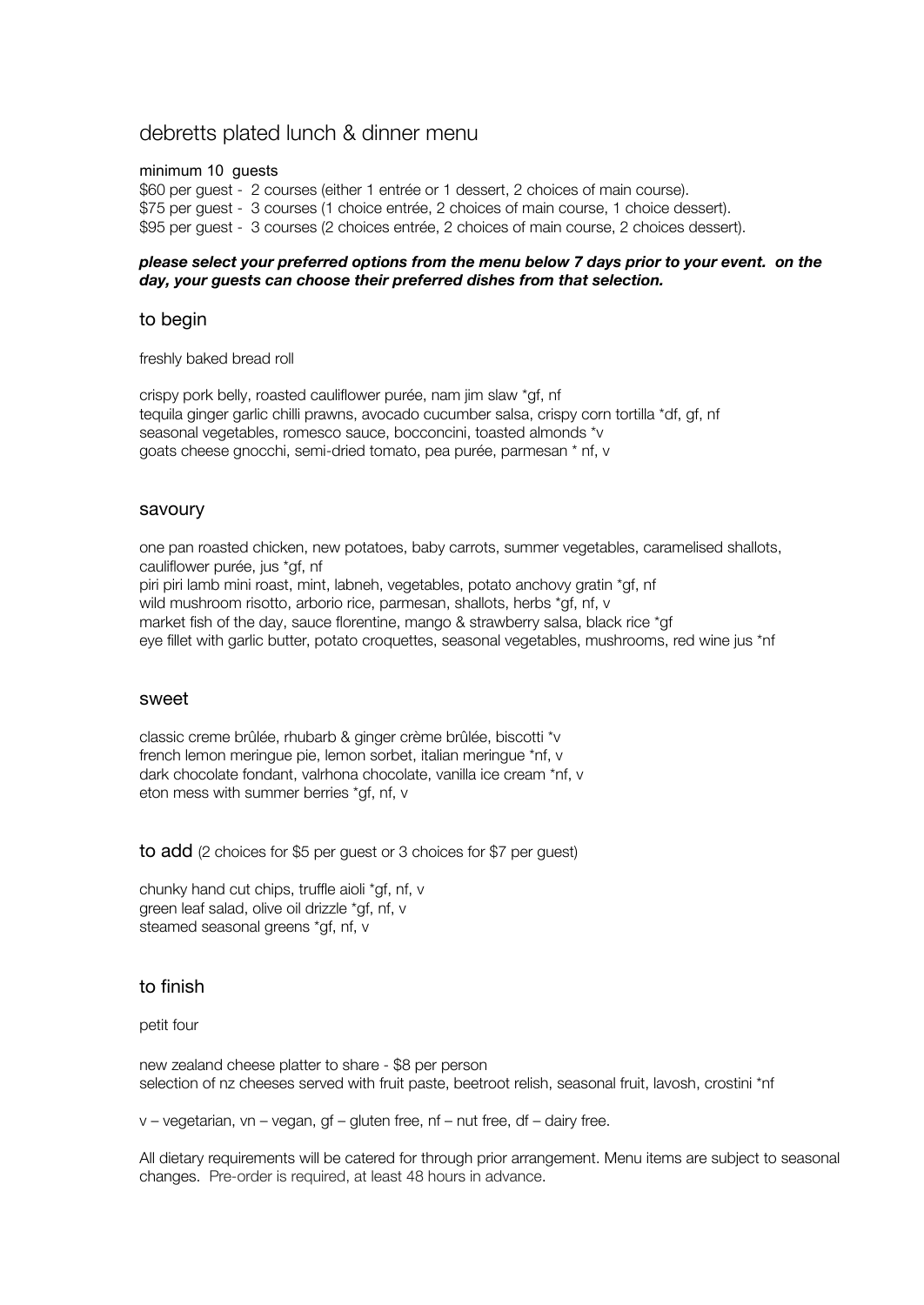# debretts plated lunch & dinner menu

minimum 10 guests

$60 per guest - 2 courses (either 1 entrée or 1 dessert, 2 choices of main course).
$75 per guest - 3 courses (1 choice entrée, 2 choices of main course, 1 choice dessert).
$95 per guest - 3 courses (2 choices entrée, 2 choices of main course, 2 choices dessert).

***please select your preferred options from the menu below 7 days prior to your event. on the day, your guests can choose their preferred dishes from that selection.***

## to begin

freshly baked bread roll

crispy pork belly, roasted cauliflower purée, nam jim slaw *gf, nf
tequila ginger garlic chilli prawns, avocado cucumber salsa, crispy corn tortilla *df, gf, nf
seasonal vegetables, romesco sauce, bocconcini, toasted almonds *v
goats cheese gnocchi, semi-dried tomato, pea purée, parmesan * nf, v

## savoury

one pan roasted chicken, new potatoes, baby carrots, summer vegetables, caramelised shallots, cauliflower purée, jus *gf, nf
piri piri lamb mini roast, mint, labneh, vegetables, potato anchovy gratin *gf, nf
wild mushroom risotto, arborio rice, parmesan, shallots, herbs *gf, nf, v
market fish of the day, sauce florentine, mango & strawberry salsa, black rice *gf
eye fillet with garlic butter, potato croquettes, seasonal vegetables, mushrooms, red wine jus *nf

## sweet

classic creme brûlée, rhubarb & ginger crème brûlée, biscotti *v
french lemon meringue pie, lemon sorbet, italian meringue *nf, v
dark chocolate fondant, valrhona chocolate, vanilla ice cream *nf, v
eton mess with summer berries *gf, nf, v

## to add (2 choices for $5 per guest or 3 choices for $7 per guest)

chunky hand cut chips, truffle aioli *gf, nf, v
green leaf salad, olive oil drizzle *gf, nf, v
steamed seasonal greens *gf, nf, v

## to finish

petit four

new zealand cheese platter to share - $8 per person
selection of nz cheeses served with fruit paste, beetroot relish, seasonal fruit, lavosh, crostini *nf

v – vegetarian, vn – vegan, gf – gluten free, nf – nut free, df – dairy free.

All dietary requirements will be catered for through prior arrangement. Menu items are subject to seasonal changes. Pre-order is required, at least 48 hours in advance.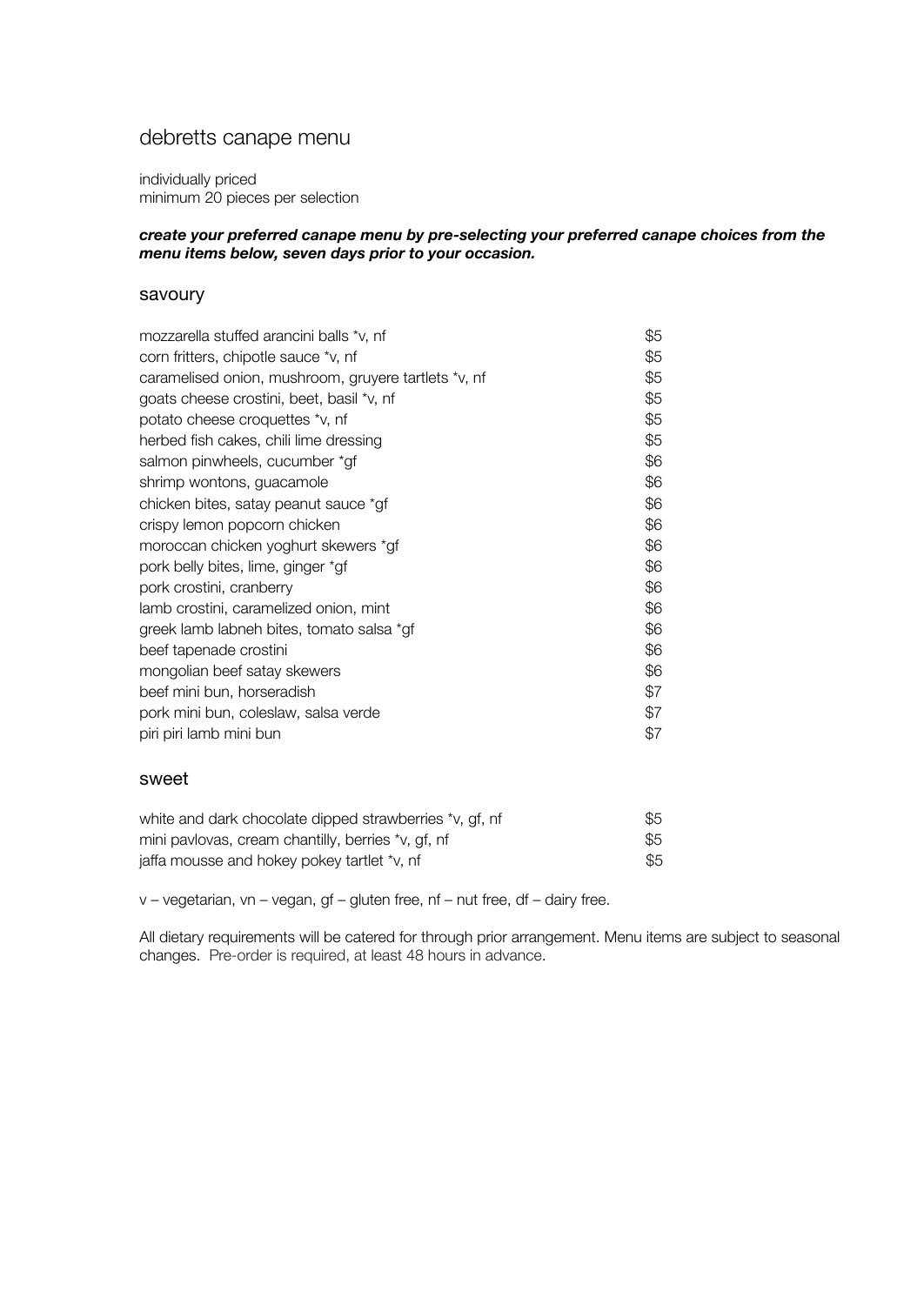# debretts canape menu

individually priced
minimum 20 pieces per selection

***create your preferred canape menu by pre-selecting your preferred canape choices from the menu items below, seven days prior to your occasion.***

## savoury

| | |
|---|---|
| mozzarella stuffed arancini balls *v, nf | $5 |
| corn fritters, chipotle sauce *v, nf | $5 |
| caramelised onion, mushroom, gruyere tartlets *v, nf | $5 |
| goats cheese crostini, beet, basil *v, nf | $5 |
| potato cheese croquettes *v, nf | $5 |
| herbed fish cakes, chili lime dressing | $5 |
| salmon pinwheels, cucumber *gf | $6 |
| shrimp wontons, guacamole | $6 |
| chicken bites, satay peanut sauce *gf | $6 |
| crispy lemon popcorn chicken | $6 |
| moroccan chicken yoghurt skewers *gf | $6 |
| pork belly bites, lime, ginger *gf | $6 |
| pork crostini, cranberry | $6 |
| lamb crostini, caramelized onion, mint | $6 |
| greek lamb labneh bites, tomato salsa *gf | $6 |
| beef tapenade crostini | $6 |
| mongolian beef satay skewers | $6 |
| beef mini bun, horseradish | $7 |
| pork mini bun, coleslaw, salsa verde | $7 |
| piri piri lamb mini bun | $7 |

## sweet

| | |
|---|---|
| white and dark chocolate dipped strawberries *v, gf, nf | $5 |
| mini pavlovas, cream chantilly, berries *v, gf, nf | $5 |
| jaffa mousse and hokey pokey tartlet *v, nf | $5 |

v – vegetarian, vn – vegan, gf – gluten free, nf – nut free, df – dairy free.

All dietary requirements will be catered for through prior arrangement. Menu items are subject to seasonal changes. Pre-order is required, at least 48 hours in advance.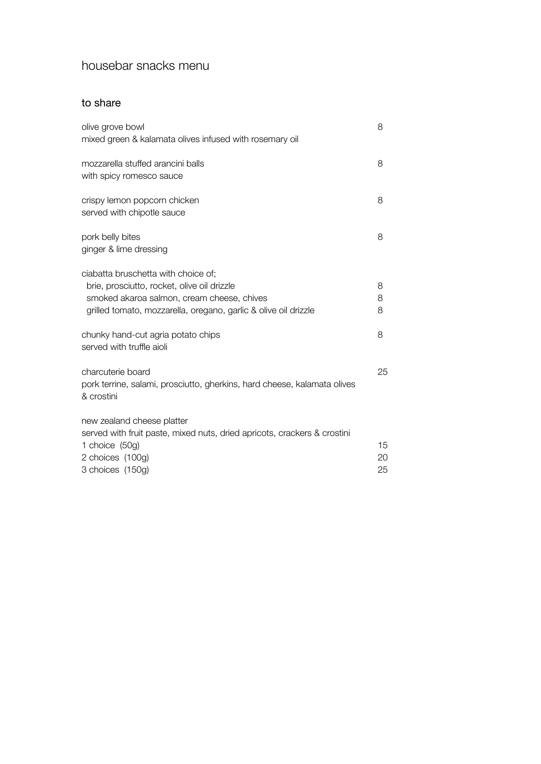# housebar snacks menu

## to share

| | |
|---|---|
| olive grove bowl<br>mixed green & kalamata olives infused with rosemary oil | 8 |
| mozzarella stuffed arancini balls<br>with spicy romesco sauce | 8 |
| crispy lemon popcorn chicken<br>served with chipotle sauce | 8 |
| pork belly bites<br>ginger & lime dressing | 8 |
| ciabatta bruschetta with choice of; | |
| brie, prosciutto, rocket, olive oil drizzle | 8 |
| smoked akaroa salmon, cream cheese, chives | 8 |
| grilled tomato, mozzarella, oregano, garlic & olive oil drizzle | 8 |
| chunky hand-cut agria potato chips<br>served with truffle aioli | 8 |
| charcuterie board<br>pork terrine, salami, prosciutto, gherkins, hard cheese, kalamata olives & crostini | 25 |
| new zealand cheese platter<br>served with fruit paste, mixed nuts, dried apricots, crackers & crostini | |
| 1 choice (50g) | 15 |
| 2 choices (100g) | 20 |
| 3 choices (150g) | 25 |